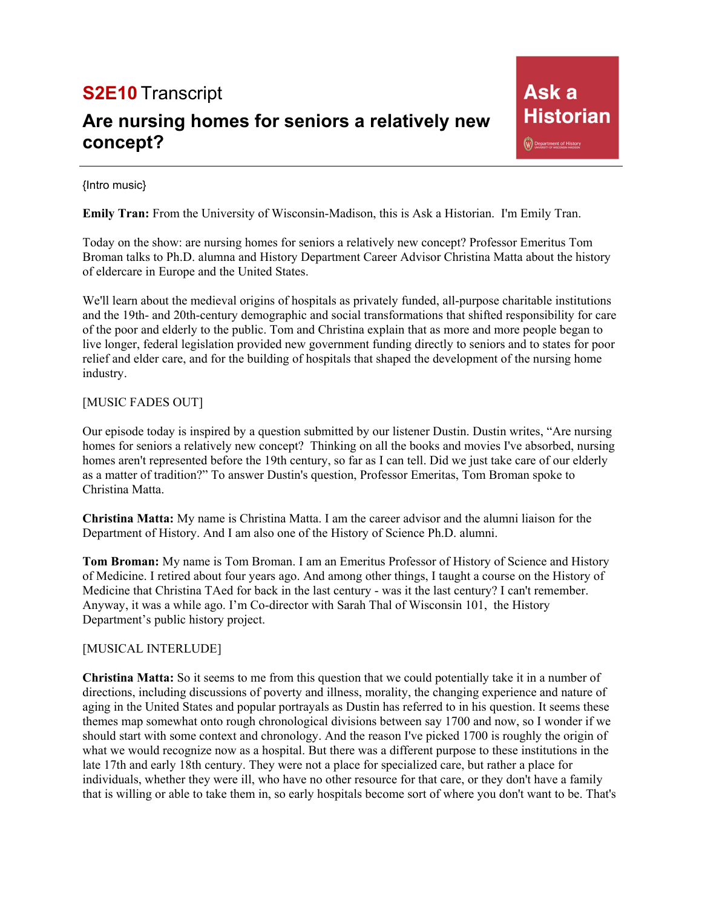# S2E10 Transcript

## Are nursing homes for seniors a relatively new concept?

Ask a Historian

Department of History, University of Wisconsin-Madison

{Intro music}

**Emily Tran:** From the University of Wisconsin-Madison, this is Ask a Historian. I'm Emily Tran.

Today on the show: are nursing homes for seniors a relatively new concept? Professor Emeritus Tom Broman talks to Ph.D. alumna and History Department Career Advisor Christina Matta about the history of eldercare in Europe and the United States.

We'll learn about the medieval origins of hospitals as privately funded, all-purpose charitable institutions and the 19th- and 20th-century demographic and social transformations that shifted responsibility for care of the poor and elderly to the public. Tom and Christina explain that as more and more people began to live longer, federal legislation provided new government funding directly to seniors and to states for poor relief and elder care, and for the building of hospitals that shaped the development of the nursing home industry.

[MUSIC FADES OUT]

Our episode today is inspired by a question submitted by our listener Dustin. Dustin writes, "Are nursing homes for seniors a relatively new concept? Thinking on all the books and movies I've absorbed, nursing homes aren't represented before the 19th century, so far as I can tell. Did we just take care of our elderly as a matter of tradition?" To answer Dustin's question, Professor Emeritas, Tom Broman spoke to Christina Matta.

**Christina Matta:** My name is Christina Matta. I am the career advisor and the alumni liaison for the Department of History. And I am also one of the History of Science Ph.D. alumni.

**Tom Broman:** My name is Tom Broman. I am an Emeritus Professor of History of Science and History of Medicine. I retired about four years ago. And among other things, I taught a course on the History of Medicine that Christina TAed for back in the last century - was it the last century? I can't remember. Anyway, it was a while ago. I'm Co-director with Sarah Thal of Wisconsin 101, the History Department's public history project.

[MUSICAL INTERLUDE]

**Christina Matta:** So it seems to me from this question that we could potentially take it in a number of directions, including discussions of poverty and illness, morality, the changing experience and nature of aging in the United States and popular portrayals as Dustin has referred to in his question. It seems these themes map somewhat onto rough chronological divisions between say 1700 and now, so I wonder if we should start with some context and chronology. And the reason I've picked 1700 is roughly the origin of what we would recognize now as a hospital. But there was a different purpose to these institutions in the late 17th and early 18th century. They were not a place for specialized care, but rather a place for individuals, whether they were ill, who have no other resource for that care, or they don't have a family that is willing or able to take them in, so early hospitals become sort of where you don't want to be. That's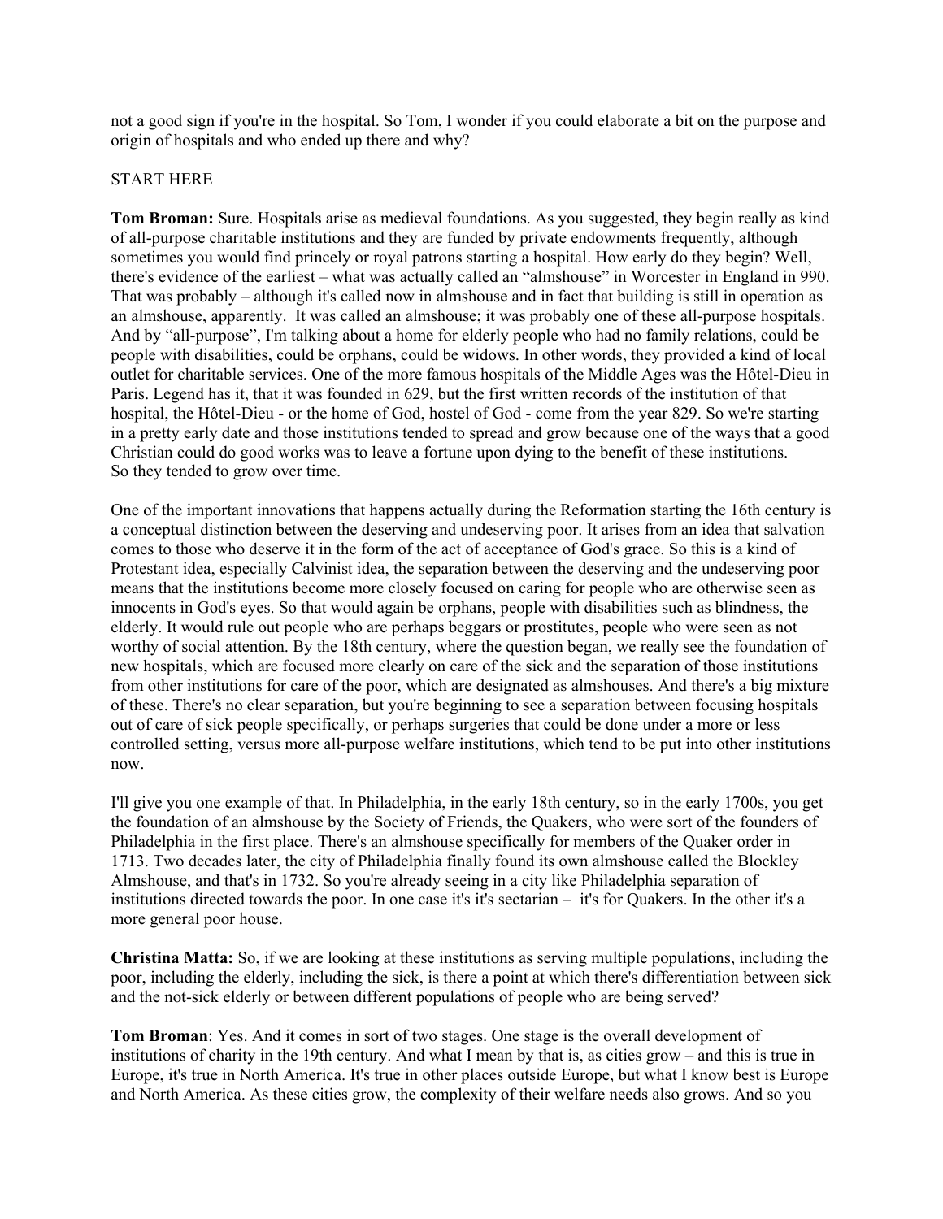not a good sign if you're in the hospital. So Tom, I wonder if you could elaborate a bit on the purpose and origin of hospitals and who ended up there and why?

START HERE

**Tom Broman:** Sure. Hospitals arise as medieval foundations. As you suggested, they begin really as kind of all-purpose charitable institutions and they are funded by private endowments frequently, although sometimes you would find princely or royal patrons starting a hospital. How early do they begin? Well, there's evidence of the earliest – what was actually called an "almshouse" in Worcester in England in 990. That was probably – although it's called now in almshouse and in fact that building is still in operation as an almshouse, apparently. It was called an almshouse; it was probably one of these all-purpose hospitals. And by "all-purpose", I'm talking about a home for elderly people who had no family relations, could be people with disabilities, could be orphans, could be widows. In other words, they provided a kind of local outlet for charitable services. One of the more famous hospitals of the Middle Ages was the Hôtel-Dieu in Paris. Legend has it, that it was founded in 629, but the first written records of the institution of that hospital, the Hôtel-Dieu - or the home of God, hostel of God - come from the year 829. So we're starting in a pretty early date and those institutions tended to spread and grow because one of the ways that a good Christian could do good works was to leave a fortune upon dying to the benefit of these institutions. So they tended to grow over time.

One of the important innovations that happens actually during the Reformation starting the 16th century is a conceptual distinction between the deserving and undeserving poor. It arises from an idea that salvation comes to those who deserve it in the form of the act of acceptance of God's grace. So this is a kind of Protestant idea, especially Calvinist idea, the separation between the deserving and the undeserving poor means that the institutions become more closely focused on caring for people who are otherwise seen as innocents in God's eyes. So that would again be orphans, people with disabilities such as blindness, the elderly. It would rule out people who are perhaps beggars or prostitutes, people who were seen as not worthy of social attention. By the 18th century, where the question began, we really see the foundation of new hospitals, which are focused more clearly on care of the sick and the separation of those institutions from other institutions for care of the poor, which are designated as almshouses. And there's a big mixture of these. There's no clear separation, but you're beginning to see a separation between focusing hospitals out of care of sick people specifically, or perhaps surgeries that could be done under a more or less controlled setting, versus more all-purpose welfare institutions, which tend to be put into other institutions now.

I'll give you one example of that. In Philadelphia, in the early 18th century, so in the early 1700s, you get the foundation of an almshouse by the Society of Friends, the Quakers, who were sort of the founders of Philadelphia in the first place. There's an almshouse specifically for members of the Quaker order in 1713. Two decades later, the city of Philadelphia finally found its own almshouse called the Blockley Almshouse, and that's in 1732. So you're already seeing in a city like Philadelphia separation of institutions directed towards the poor. In one case it's it's sectarian – it's for Quakers. In the other it's a more general poor house.

**Christina Matta:** So, if we are looking at these institutions as serving multiple populations, including the poor, including the elderly, including the sick, is there a point at which there's differentiation between sick and the not-sick elderly or between different populations of people who are being served?

**Tom Broman**: Yes. And it comes in sort of two stages. One stage is the overall development of institutions of charity in the 19th century. And what I mean by that is, as cities grow – and this is true in Europe, it's true in North America. It's true in other places outside Europe, but what I know best is Europe and North America. As these cities grow, the complexity of their welfare needs also grows. And so you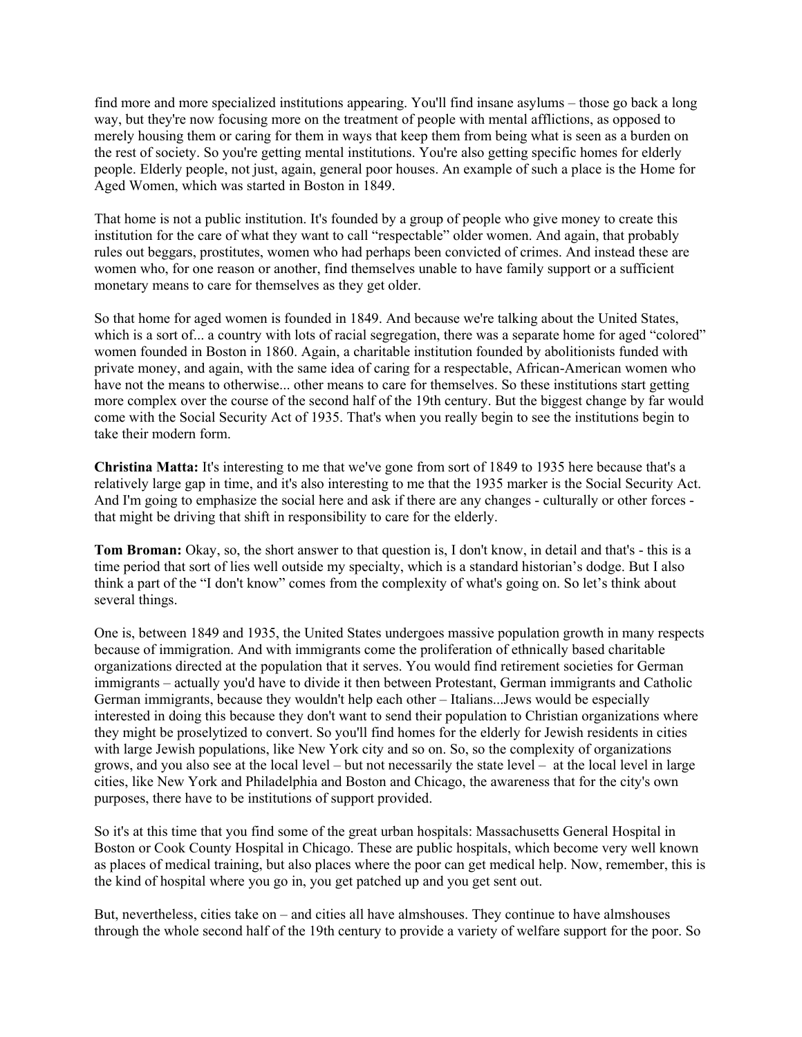find more and more specialized institutions appearing. You'll find insane asylums – those go back a long way, but they're now focusing more on the treatment of people with mental afflictions, as opposed to merely housing them or caring for them in ways that keep them from being what is seen as a burden on the rest of society. So you're getting mental institutions. You're also getting specific homes for elderly people. Elderly people, not just, again, general poor houses. An example of such a place is the Home for Aged Women, which was started in Boston in 1849.

That home is not a public institution. It's founded by a group of people who give money to create this institution for the care of what they want to call "respectable" older women. And again, that probably rules out beggars, prostitutes, women who had perhaps been convicted of crimes. And instead these are women who, for one reason or another, find themselves unable to have family support or a sufficient monetary means to care for themselves as they get older.

So that home for aged women is founded in 1849. And because we're talking about the United States, which is a sort of... a country with lots of racial segregation, there was a separate home for aged "colored" women founded in Boston in 1860. Again, a charitable institution founded by abolitionists funded with private money, and again, with the same idea of caring for a respectable, African-American women who have not the means to otherwise... other means to care for themselves. So these institutions start getting more complex over the course of the second half of the 19th century. But the biggest change by far would come with the Social Security Act of 1935. That's when you really begin to see the institutions begin to take their modern form.

**Christina Matta:** It's interesting to me that we've gone from sort of 1849 to 1935 here because that's a relatively large gap in time, and it's also interesting to me that the 1935 marker is the Social Security Act. And I'm going to emphasize the social here and ask if there are any changes - culturally or other forces - that might be driving that shift in responsibility to care for the elderly.

**Tom Broman:** Okay, so, the short answer to that question is, I don't know, in detail and that's - this is a time period that sort of lies well outside my specialty, which is a standard historian's dodge. But I also think a part of the "I don't know" comes from the complexity of what's going on. So let's think about several things.

One is, between 1849 and 1935, the United States undergoes massive population growth in many respects because of immigration. And with immigrants come the proliferation of ethnically based charitable organizations directed at the population that it serves. You would find retirement societies for German immigrants – actually you'd have to divide it then between Protestant, German immigrants and Catholic German immigrants, because they wouldn't help each other – Italians...Jews would be especially interested in doing this because they don't want to send their population to Christian organizations where they might be proselytized to convert. So you'll find homes for the elderly for Jewish residents in cities with large Jewish populations, like New York city and so on. So, so the complexity of organizations grows, and you also see at the local level – but not necessarily the state level – at the local level in large cities, like New York and Philadelphia and Boston and Chicago, the awareness that for the city's own purposes, there have to be institutions of support provided.

So it's at this time that you find some of the great urban hospitals: Massachusetts General Hospital in Boston or Cook County Hospital in Chicago. These are public hospitals, which become very well known as places of medical training, but also places where the poor can get medical help. Now, remember, this is the kind of hospital where you go in, you get patched up and you get sent out.

But, nevertheless, cities take on – and cities all have almshouses. They continue to have almshouses through the whole second half of the 19th century to provide a variety of welfare support for the poor. So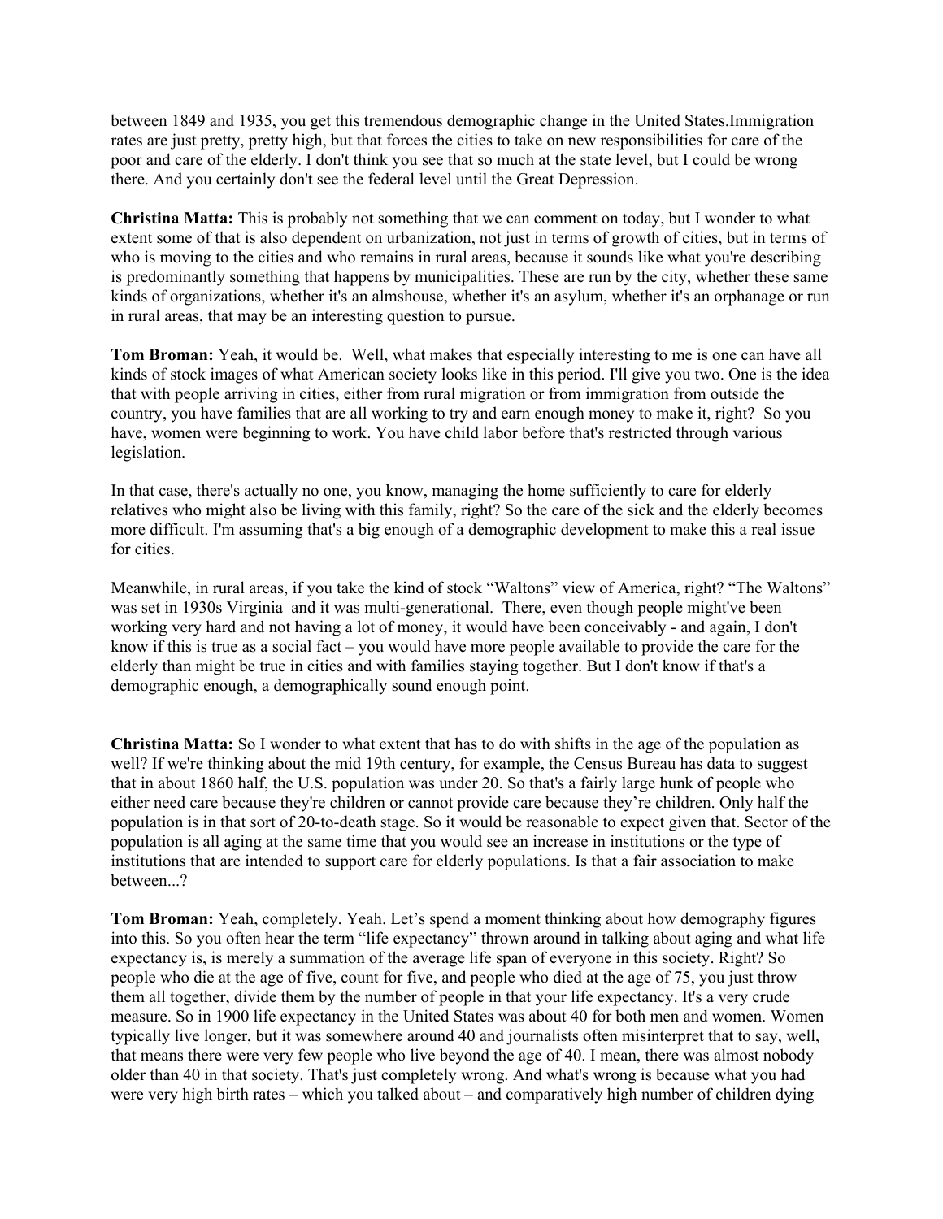between 1849 and 1935, you get this tremendous demographic change in the United States.Immigration rates are just pretty, pretty high, but that forces the cities to take on new responsibilities for care of the poor and care of the elderly. I don't think you see that so much at the state level, but I could be wrong there. And you certainly don't see the federal level until the Great Depression.

**Christina Matta:** This is probably not something that we can comment on today, but I wonder to what extent some of that is also dependent on urbanization, not just in terms of growth of cities, but in terms of who is moving to the cities and who remains in rural areas, because it sounds like what you're describing is predominantly something that happens by municipalities. These are run by the city, whether these same kinds of organizations, whether it's an almshouse, whether it's an asylum, whether it's an orphanage or run in rural areas, that may be an interesting question to pursue.

**Tom Broman:** Yeah, it would be. Well, what makes that especially interesting to me is one can have all kinds of stock images of what American society looks like in this period. I'll give you two. One is the idea that with people arriving in cities, either from rural migration or from immigration from outside the country, you have families that are all working to try and earn enough money to make it, right? So you have, women were beginning to work. You have child labor before that's restricted through various legislation.

In that case, there's actually no one, you know, managing the home sufficiently to care for elderly relatives who might also be living with this family, right? So the care of the sick and the elderly becomes more difficult. I'm assuming that's a big enough of a demographic development to make this a real issue for cities.

Meanwhile, in rural areas, if you take the kind of stock "Waltons" view of America, right? "The Waltons" was set in 1930s Virginia and it was multi-generational. There, even though people might've been working very hard and not having a lot of money, it would have been conceivably - and again, I don't know if this is true as a social fact – you would have more people available to provide the care for the elderly than might be true in cities and with families staying together. But I don't know if that's a demographic enough, a demographically sound enough point.

**Christina Matta:** So I wonder to what extent that has to do with shifts in the age of the population as well? If we're thinking about the mid 19th century, for example, the Census Bureau has data to suggest that in about 1860 half, the U.S. population was under 20. So that's a fairly large hunk of people who either need care because they're children or cannot provide care because they're children. Only half the population is in that sort of 20-to-death stage. So it would be reasonable to expect given that. Sector of the population is all aging at the same time that you would see an increase in institutions or the type of institutions that are intended to support care for elderly populations. Is that a fair association to make between...?

**Tom Broman:** Yeah, completely. Yeah. Let's spend a moment thinking about how demography figures into this. So you often hear the term "life expectancy" thrown around in talking about aging and what life expectancy is, is merely a summation of the average life span of everyone in this society. Right? So people who die at the age of five, count for five, and people who died at the age of 75, you just throw them all together, divide them by the number of people in that your life expectancy. It's a very crude measure. So in 1900 life expectancy in the United States was about 40 for both men and women. Women typically live longer, but it was somewhere around 40 and journalists often misinterpret that to say, well, that means there were very few people who live beyond the age of 40. I mean, there was almost nobody older than 40 in that society. That's just completely wrong. And what's wrong is because what you had were very high birth rates – which you talked about – and comparatively high number of children dying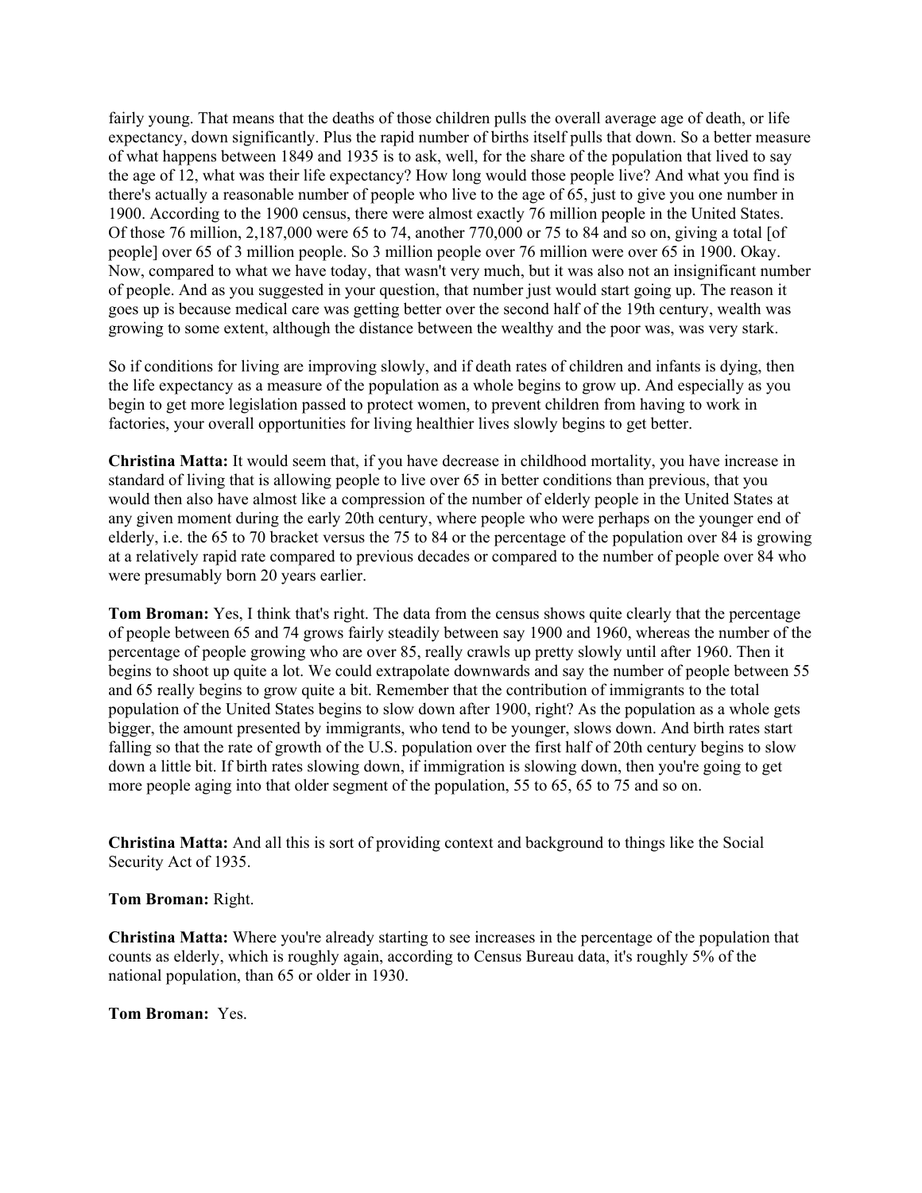fairly young. That means that the deaths of those children pulls the overall average age of death, or life expectancy, down significantly. Plus the rapid number of births itself pulls that down. So a better measure of what happens between 1849 and 1935 is to ask, well, for the share of the population that lived to say the age of 12, what was their life expectancy? How long would those people live? And what you find is there's actually a reasonable number of people who live to the age of 65, just to give you one number in 1900. According to the 1900 census, there were almost exactly 76 million people in the United States. Of those 76 million, 2,187,000 were 65 to 74, another 770,000 or 75 to 84 and so on, giving a total [of people] over 65 of 3 million people. So 3 million people over 76 million were over 65 in 1900. Okay. Now, compared to what we have today, that wasn't very much, but it was also not an insignificant number of people. And as you suggested in your question, that number just would start going up. The reason it goes up is because medical care was getting better over the second half of the 19th century, wealth was growing to some extent, although the distance between the wealthy and the poor was, was very stark.

So if conditions for living are improving slowly, and if death rates of children and infants is dying, then the life expectancy as a measure of the population as a whole begins to grow up. And especially as you begin to get more legislation passed to protect women, to prevent children from having to work in factories, your overall opportunities for living healthier lives slowly begins to get better.

**Christina Matta:** It would seem that, if you have decrease in childhood mortality, you have increase in standard of living that is allowing people to live over 65 in better conditions than previous, that you would then also have almost like a compression of the number of elderly people in the United States at any given moment during the early 20th century, where people who were perhaps on the younger end of elderly, i.e. the 65 to 70 bracket versus the 75 to 84 or the percentage of the population over 84 is growing at a relatively rapid rate compared to previous decades or compared to the number of people over 84 who were presumably born 20 years earlier.

**Tom Broman:** Yes, I think that's right. The data from the census shows quite clearly that the percentage of people between 65 and 74 grows fairly steadily between say 1900 and 1960, whereas the number of the percentage of people growing who are over 85, really crawls up pretty slowly until after 1960. Then it begins to shoot up quite a lot. We could extrapolate downwards and say the number of people between 55 and 65 really begins to grow quite a bit. Remember that the contribution of immigrants to the total population of the United States begins to slow down after 1900, right? As the population as a whole gets bigger, the amount presented by immigrants, who tend to be younger, slows down. And birth rates start falling so that the rate of growth of the U.S. population over the first half of 20th century begins to slow down a little bit. If birth rates slowing down, if immigration is slowing down, then you're going to get more people aging into that older segment of the population, 55 to 65, 65 to 75 and so on.

**Christina Matta:** And all this is sort of providing context and background to things like the Social Security Act of 1935.

**Tom Broman:** Right.

**Christina Matta:** Where you're already starting to see increases in the percentage of the population that counts as elderly, which is roughly again, according to Census Bureau data, it's roughly 5% of the national population, than 65 or older in 1930.

**Tom Broman:** Yes.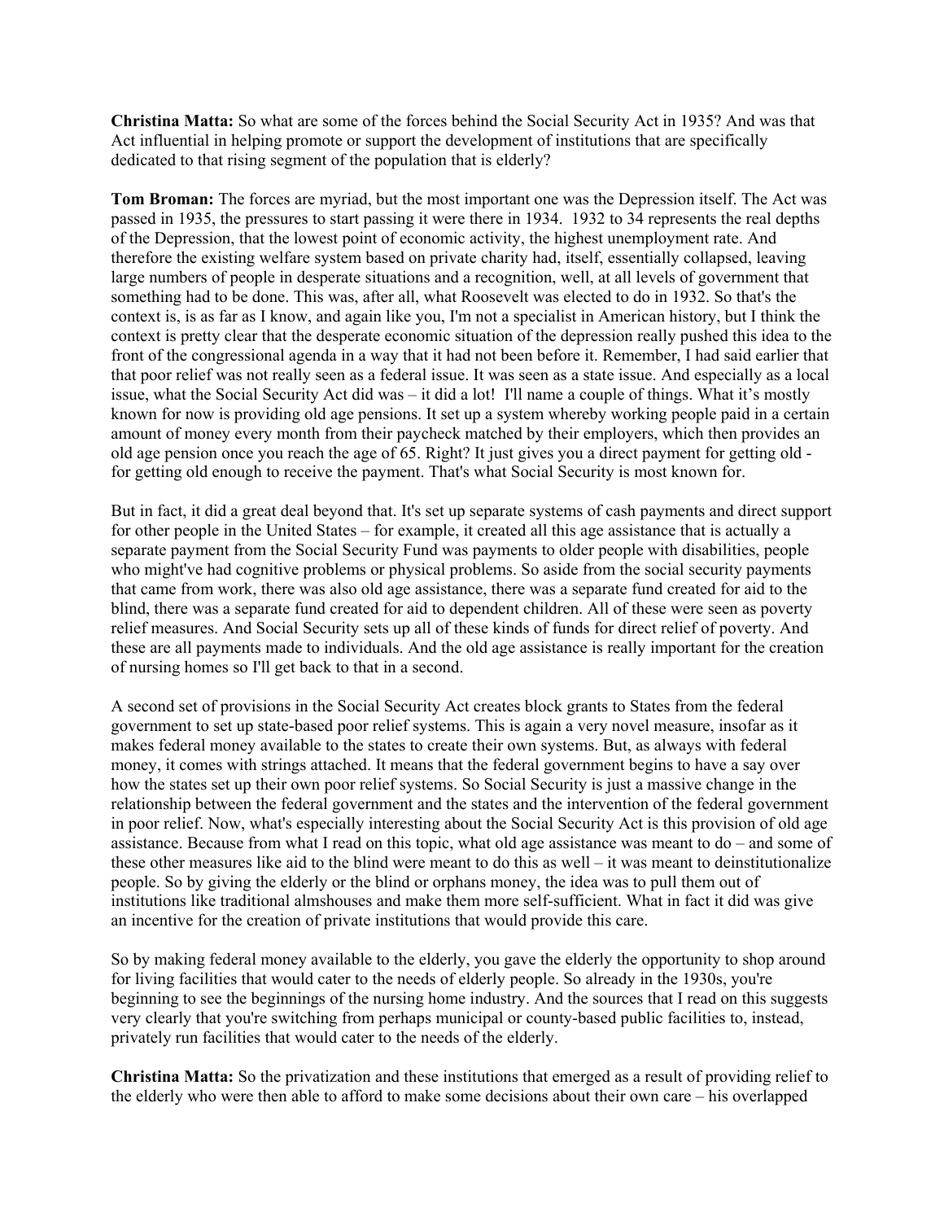**Christina Matta:** So what are some of the forces behind the Social Security Act in 1935? And was that Act influential in helping promote or support the development of institutions that are specifically dedicated to that rising segment of the population that is elderly?

**Tom Broman:** The forces are myriad, but the most important one was the Depression itself. The Act was passed in 1935, the pressures to start passing it were there in 1934. 1932 to 34 represents the real depths of the Depression, that the lowest point of economic activity, the highest unemployment rate. And therefore the existing welfare system based on private charity had, itself, essentially collapsed, leaving large numbers of people in desperate situations and a recognition, well, at all levels of government that something had to be done. This was, after all, what Roosevelt was elected to do in 1932. So that's the context is, is as far as I know, and again like you, I'm not a specialist in American history, but I think the context is pretty clear that the desperate economic situation of the depression really pushed this idea to the front of the congressional agenda in a way that it had not been before it. Remember, I had said earlier that that poor relief was not really seen as a federal issue. It was seen as a state issue. And especially as a local issue, what the Social Security Act did was – it did a lot! I'll name a couple of things. What it's mostly known for now is providing old age pensions. It set up a system whereby working people paid in a certain amount of money every month from their paycheck matched by their employers, which then provides an old age pension once you reach the age of 65. Right? It just gives you a direct payment for getting old - for getting old enough to receive the payment. That's what Social Security is most known for.

But in fact, it did a great deal beyond that. It's set up separate systems of cash payments and direct support for other people in the United States – for example, it created all this age assistance that is actually a separate payment from the Social Security Fund was payments to older people with disabilities, people who might've had cognitive problems or physical problems. So aside from the social security payments that came from work, there was also old age assistance, there was a separate fund created for aid to the blind, there was a separate fund created for aid to dependent children. All of these were seen as poverty relief measures. And Social Security sets up all of these kinds of funds for direct relief of poverty. And these are all payments made to individuals. And the old age assistance is really important for the creation of nursing homes so I'll get back to that in a second.

A second set of provisions in the Social Security Act creates block grants to States from the federal government to set up state-based poor relief systems. This is again a very novel measure, insofar as it makes federal money available to the states to create their own systems. But, as always with federal money, it comes with strings attached. It means that the federal government begins to have a say over how the states set up their own poor relief systems. So Social Security is just a massive change in the relationship between the federal government and the states and the intervention of the federal government in poor relief. Now, what's especially interesting about the Social Security Act is this provision of old age assistance. Because from what I read on this topic, what old age assistance was meant to do – and some of these other measures like aid to the blind were meant to do this as well – it was meant to deinstitutionalize people. So by giving the elderly or the blind or orphans money, the idea was to pull them out of institutions like traditional almshouses and make them more self-sufficient. What in fact it did was give an incentive for the creation of private institutions that would provide this care.

So by making federal money available to the elderly, you gave the elderly the opportunity to shop around for living facilities that would cater to the needs of elderly people. So already in the 1930s, you're beginning to see the beginnings of the nursing home industry. And the sources that I read on this suggests very clearly that you're switching from perhaps municipal or county-based public facilities to, instead, privately run facilities that would cater to the needs of the elderly.

**Christina Matta:** So the privatization and these institutions that emerged as a result of providing relief to the elderly who were then able to afford to make some decisions about their own care – his overlapped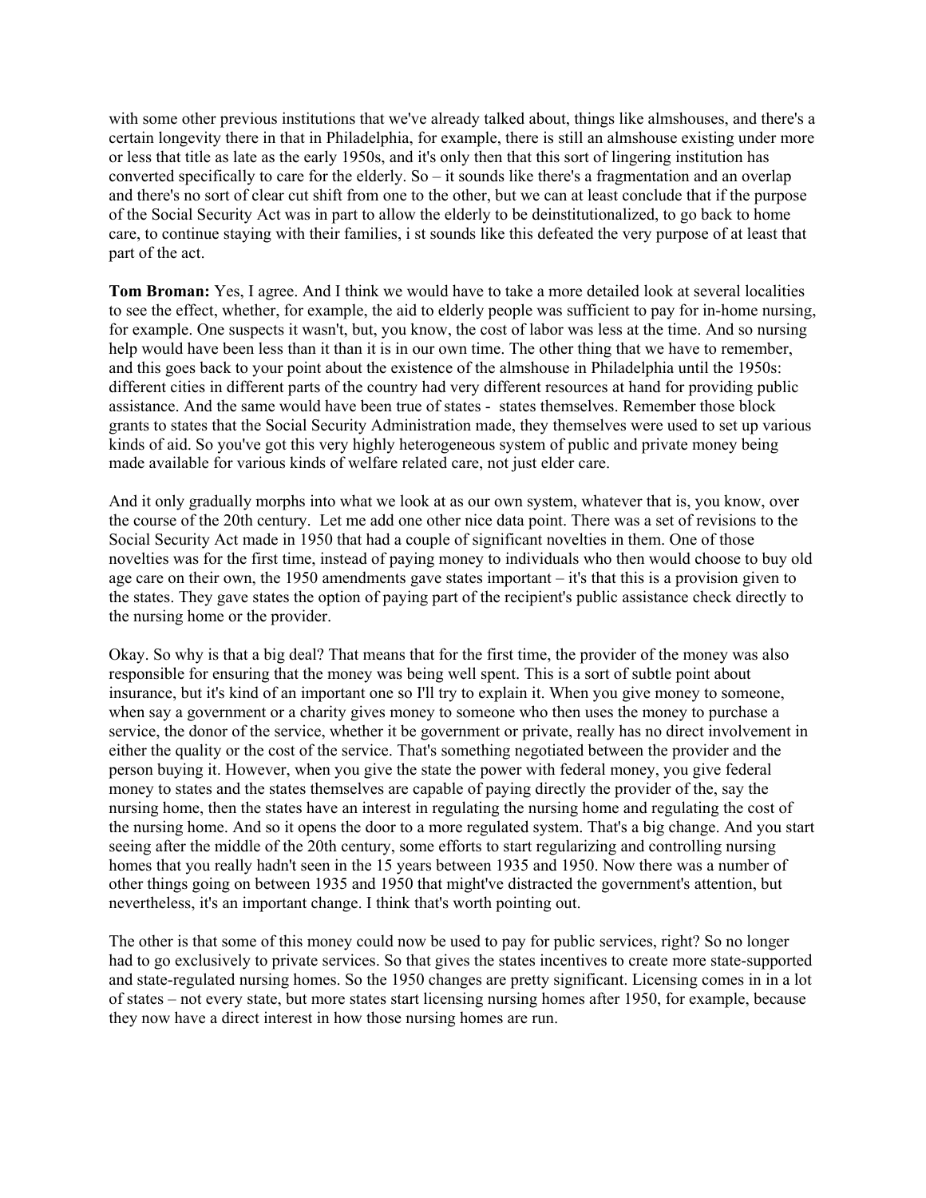with some other previous institutions that we've already talked about, things like almshouses, and there's a certain longevity there in that in Philadelphia, for example, there is still an almshouse existing under more or less that title as late as the early 1950s, and it's only then that this sort of lingering institution has converted specifically to care for the elderly. So – it sounds like there's a fragmentation and an overlap and there's no sort of clear cut shift from one to the other, but we can at least conclude that if the purpose of the Social Security Act was in part to allow the elderly to be deinstitutionalized, to go back to home care, to continue staying with their families, i st sounds like this defeated the very purpose of at least that part of the act.

**Tom Broman:** Yes, I agree. And I think we would have to take a more detailed look at several localities to see the effect, whether, for example, the aid to elderly people was sufficient to pay for in-home nursing, for example. One suspects it wasn't, but, you know, the cost of labor was less at the time. And so nursing help would have been less than it than it is in our own time. The other thing that we have to remember, and this goes back to your point about the existence of the almshouse in Philadelphia until the 1950s: different cities in different parts of the country had very different resources at hand for providing public assistance. And the same would have been true of states - states themselves. Remember those block grants to states that the Social Security Administration made, they themselves were used to set up various kinds of aid. So you've got this very highly heterogeneous system of public and private money being made available for various kinds of welfare related care, not just elder care.

And it only gradually morphs into what we look at as our own system, whatever that is, you know, over the course of the 20th century. Let me add one other nice data point. There was a set of revisions to the Social Security Act made in 1950 that had a couple of significant novelties in them. One of those novelties was for the first time, instead of paying money to individuals who then would choose to buy old age care on their own, the 1950 amendments gave states important – it's that this is a provision given to the states. They gave states the option of paying part of the recipient's public assistance check directly to the nursing home or the provider.

Okay. So why is that a big deal? That means that for the first time, the provider of the money was also responsible for ensuring that the money was being well spent. This is a sort of subtle point about insurance, but it's kind of an important one so I'll try to explain it. When you give money to someone, when say a government or a charity gives money to someone who then uses the money to purchase a service, the donor of the service, whether it be government or private, really has no direct involvement in either the quality or the cost of the service. That's something negotiated between the provider and the person buying it. However, when you give the state the power with federal money, you give federal money to states and the states themselves are capable of paying directly the provider of the, say the nursing home, then the states have an interest in regulating the nursing home and regulating the cost of the nursing home. And so it opens the door to a more regulated system. That's a big change. And you start seeing after the middle of the 20th century, some efforts to start regularizing and controlling nursing homes that you really hadn't seen in the 15 years between 1935 and 1950. Now there was a number of other things going on between 1935 and 1950 that might've distracted the government's attention, but nevertheless, it's an important change. I think that's worth pointing out.

The other is that some of this money could now be used to pay for public services, right? So no longer had to go exclusively to private services. So that gives the states incentives to create more state-supported and state-regulated nursing homes. So the 1950 changes are pretty significant. Licensing comes in in a lot of states – not every state, but more states start licensing nursing homes after 1950, for example, because they now have a direct interest in how those nursing homes are run.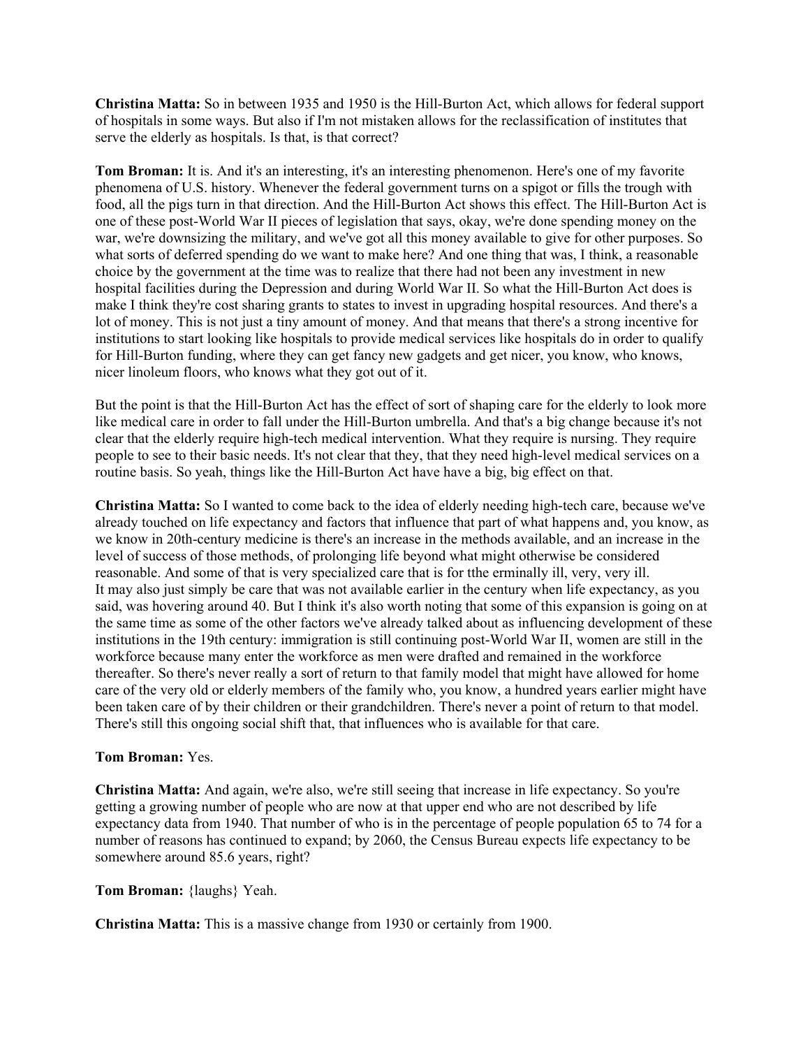**Christina Matta:** So in between 1935 and 1950 is the Hill-Burton Act, which allows for federal support of hospitals in some ways. But also if I'm not mistaken allows for the reclassification of institutes that serve the elderly as hospitals. Is that, is that correct?

**Tom Broman:** It is. And it's an interesting, it's an interesting phenomenon. Here's one of my favorite phenomena of U.S. history. Whenever the federal government turns on a spigot or fills the trough with food, all the pigs turn in that direction. And the Hill-Burton Act shows this effect. The Hill-Burton Act is one of these post-World War II pieces of legislation that says, okay, we're done spending money on the war, we're downsizing the military, and we've got all this money available to give for other purposes. So what sorts of deferred spending do we want to make here? And one thing that was, I think, a reasonable choice by the government at the time was to realize that there had not been any investment in new hospital facilities during the Depression and during World War II. So what the Hill-Burton Act does is make I think they're cost sharing grants to states to invest in upgrading hospital resources. And there's a lot of money. This is not just a tiny amount of money. And that means that there's a strong incentive for institutions to start looking like hospitals to provide medical services like hospitals do in order to qualify for Hill-Burton funding, where they can get fancy new gadgets and get nicer, you know, who knows, nicer linoleum floors, who knows what they got out of it.

But the point is that the Hill-Burton Act has the effect of sort of shaping care for the elderly to look more like medical care in order to fall under the Hill-Burton umbrella. And that's a big change because it's not clear that the elderly require high-tech medical intervention. What they require is nursing. They require people to see to their basic needs. It's not clear that they, that they need high-level medical services on a routine basis. So yeah, things like the Hill-Burton Act have have a big, big effect on that.

**Christina Matta:** So I wanted to come back to the idea of elderly needing high-tech care, because we've already touched on life expectancy and factors that influence that part of what happens and, you know, as we know in 20th-century medicine is there's an increase in the methods available, and an increase in the level of success of those methods, of prolonging life beyond what might otherwise be considered reasonable. And some of that is very specialized care that is for tthe erminally ill, very, very ill. It may also just simply be care that was not available earlier in the century when life expectancy, as you said, was hovering around 40. But I think it's also worth noting that some of this expansion is going on at the same time as some of the other factors we've already talked about as influencing development of these institutions in the 19th century: immigration is still continuing post-World War II, women are still in the workforce because many enter the workforce as men were drafted and remained in the workforce thereafter. So there's never really a sort of return to that family model that might have allowed for home care of the very old or elderly members of the family who, you know, a hundred years earlier might have been taken care of by their children or their grandchildren. There's never a point of return to that model. There's still this ongoing social shift that, that influences who is available for that care.

**Tom Broman:** Yes.

**Christina Matta:** And again, we're also, we're still seeing that increase in life expectancy. So you're getting a growing number of people who are now at that upper end who are not described by life expectancy data from 1940. That number of who is in the percentage of people population 65 to 74 for a number of reasons has continued to expand; by 2060, the Census Bureau expects life expectancy to be somewhere around 85.6 years, right?

**Tom Broman:** {laughs} Yeah.

**Christina Matta:** This is a massive change from 1930 or certainly from 1900.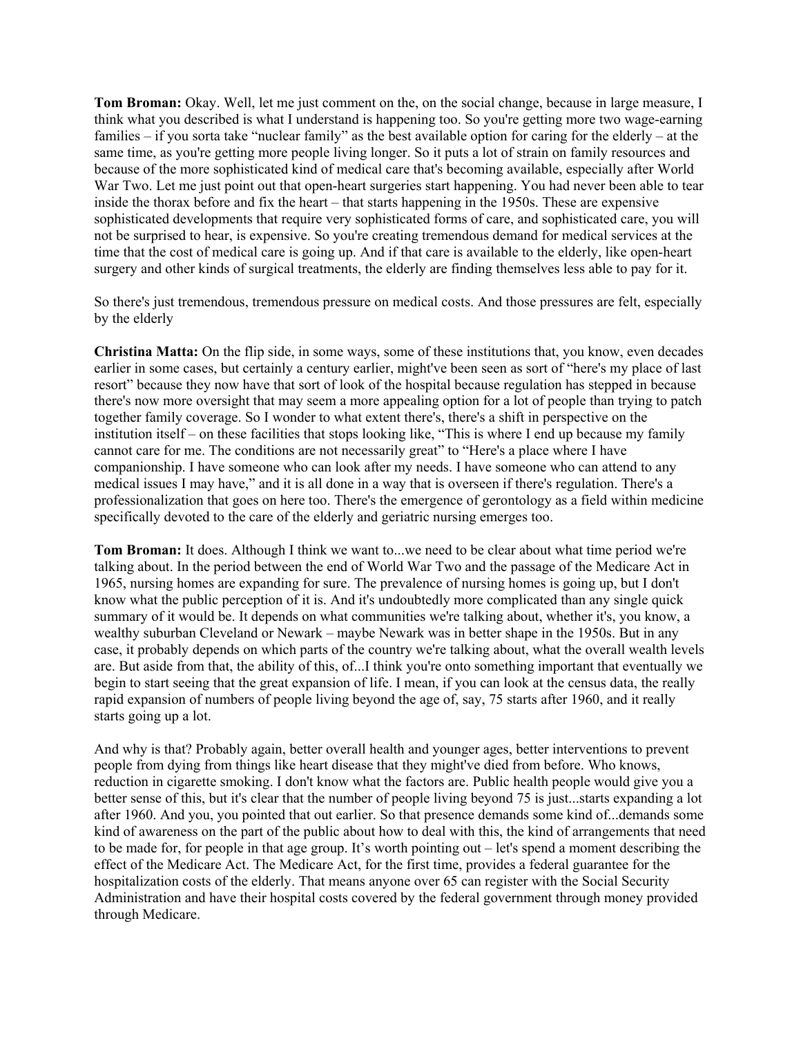**Tom Broman:** Okay. Well, let me just comment on the, on the social change, because in large measure, I think what you described is what I understand is happening too. So you're getting more two wage-earning families – if you sorta take "nuclear family" as the best available option for caring for the elderly – at the same time, as you're getting more people living longer. So it puts a lot of strain on family resources and because of the more sophisticated kind of medical care that's becoming available, especially after World War Two. Let me just point out that open-heart surgeries start happening. You had never been able to tear inside the thorax before and fix the heart – that starts happening in the 1950s. These are expensive sophisticated developments that require very sophisticated forms of care, and sophisticated care, you will not be surprised to hear, is expensive. So you're creating tremendous demand for medical services at the time that the cost of medical care is going up. And if that care is available to the elderly, like open-heart surgery and other kinds of surgical treatments, the elderly are finding themselves less able to pay for it.

So there's just tremendous, tremendous pressure on medical costs. And those pressures are felt, especially by the elderly

**Christina Matta:** On the flip side, in some ways, some of these institutions that, you know, even decades earlier in some cases, but certainly a century earlier, might've been seen as sort of "here's my place of last resort" because they now have that sort of look of the hospital because regulation has stepped in because there's now more oversight that may seem a more appealing option for a lot of people than trying to patch together family coverage. So I wonder to what extent there's, there's a shift in perspective on the institution itself – on these facilities that stops looking like, "This is where I end up because my family cannot care for me. The conditions are not necessarily great" to "Here's a place where I have companionship. I have someone who can look after my needs. I have someone who can attend to any medical issues I may have," and it is all done in a way that is overseen if there's regulation. There's a professionalization that goes on here too. There's the emergence of gerontology as a field within medicine specifically devoted to the care of the elderly and geriatric nursing emerges too.

**Tom Broman:** It does. Although I think we want to...we need to be clear about what time period we're talking about. In the period between the end of World War Two and the passage of the Medicare Act in 1965, nursing homes are expanding for sure. The prevalence of nursing homes is going up, but I don't know what the public perception of it is. And it's undoubtedly more complicated than any single quick summary of it would be. It depends on what communities we're talking about, whether it's, you know, a wealthy suburban Cleveland or Newark – maybe Newark was in better shape in the 1950s. But in any case, it probably depends on which parts of the country we're talking about, what the overall wealth levels are. But aside from that, the ability of this, of...I think you're onto something important that eventually we begin to start seeing that the great expansion of life. I mean, if you can look at the census data, the really rapid expansion of numbers of people living beyond the age of, say, 75 starts after 1960, and it really starts going up a lot.

And why is that? Probably again, better overall health and younger ages, better interventions to prevent people from dying from things like heart disease that they might've died from before. Who knows, reduction in cigarette smoking. I don't know what the factors are. Public health people would give you a better sense of this, but it's clear that the number of people living beyond 75 is just...starts expanding a lot after 1960. And you, you pointed that out earlier. So that presence demands some kind of...demands some kind of awareness on the part of the public about how to deal with this, the kind of arrangements that need to be made for, for people in that age group. It's worth pointing out – let's spend a moment describing the effect of the Medicare Act. The Medicare Act, for the first time, provides a federal guarantee for the hospitalization costs of the elderly. That means anyone over 65 can register with the Social Security Administration and have their hospital costs covered by the federal government through money provided through Medicare.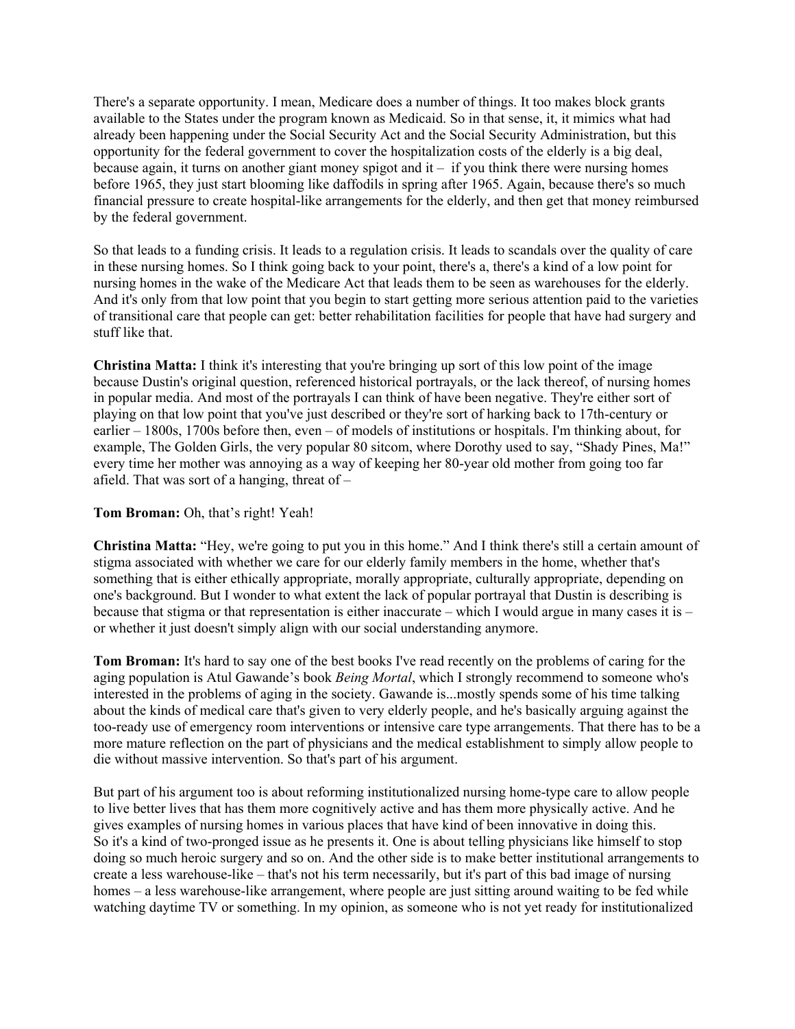There's a separate opportunity. I mean, Medicare does a number of things. It too makes block grants available to the States under the program known as Medicaid. So in that sense, it, it mimics what had already been happening under the Social Security Act and the Social Security Administration, but this opportunity for the federal government to cover the hospitalization costs of the elderly is a big deal, because again, it turns on another giant money spigot and it – if you think there were nursing homes before 1965, they just start blooming like daffodils in spring after 1965. Again, because there's so much financial pressure to create hospital-like arrangements for the elderly, and then get that money reimbursed by the federal government.

So that leads to a funding crisis. It leads to a regulation crisis. It leads to scandals over the quality of care in these nursing homes. So I think going back to your point, there's a, there's a kind of a low point for nursing homes in the wake of the Medicare Act that leads them to be seen as warehouses for the elderly. And it's only from that low point that you begin to start getting more serious attention paid to the varieties of transitional care that people can get: better rehabilitation facilities for people that have had surgery and stuff like that.

**Christina Matta:** I think it's interesting that you're bringing up sort of this low point of the image because Dustin's original question, referenced historical portrayals, or the lack thereof, of nursing homes in popular media. And most of the portrayals I can think of have been negative. They're either sort of playing on that low point that you've just described or they're sort of harking back to 17th-century or earlier – 1800s, 1700s before then, even – of models of institutions or hospitals. I'm thinking about, for example, The Golden Girls, the very popular 80 sitcom, where Dorothy used to say, "Shady Pines, Ma!" every time her mother was annoying as a way of keeping her 80-year old mother from going too far afield. That was sort of a hanging, threat of –

**Tom Broman:** Oh, that's right! Yeah!

**Christina Matta:** "Hey, we're going to put you in this home." And I think there's still a certain amount of stigma associated with whether we care for our elderly family members in the home, whether that's something that is either ethically appropriate, morally appropriate, culturally appropriate, depending on one's background. But I wonder to what extent the lack of popular portrayal that Dustin is describing is because that stigma or that representation is either inaccurate – which I would argue in many cases it is – or whether it just doesn't simply align with our social understanding anymore.

**Tom Broman:** It's hard to say one of the best books I've read recently on the problems of caring for the aging population is Atul Gawande's book *Being Mortal*, which I strongly recommend to someone who's interested in the problems of aging in the society. Gawande is...mostly spends some of his time talking about the kinds of medical care that's given to very elderly people, and he's basically arguing against the too-ready use of emergency room interventions or intensive care type arrangements. That there has to be a more mature reflection on the part of physicians and the medical establishment to simply allow people to die without massive intervention. So that's part of his argument.

But part of his argument too is about reforming institutionalized nursing home-type care to allow people to live better lives that has them more cognitively active and has them more physically active. And he gives examples of nursing homes in various places that have kind of been innovative in doing this. So it's a kind of two-pronged issue as he presents it. One is about telling physicians like himself to stop doing so much heroic surgery and so on. And the other side is to make better institutional arrangements to create a less warehouse-like – that's not his term necessarily, but it's part of this bad image of nursing homes – a less warehouse-like arrangement, where people are just sitting around waiting to be fed while watching daytime TV or something. In my opinion, as someone who is not yet ready for institutionalized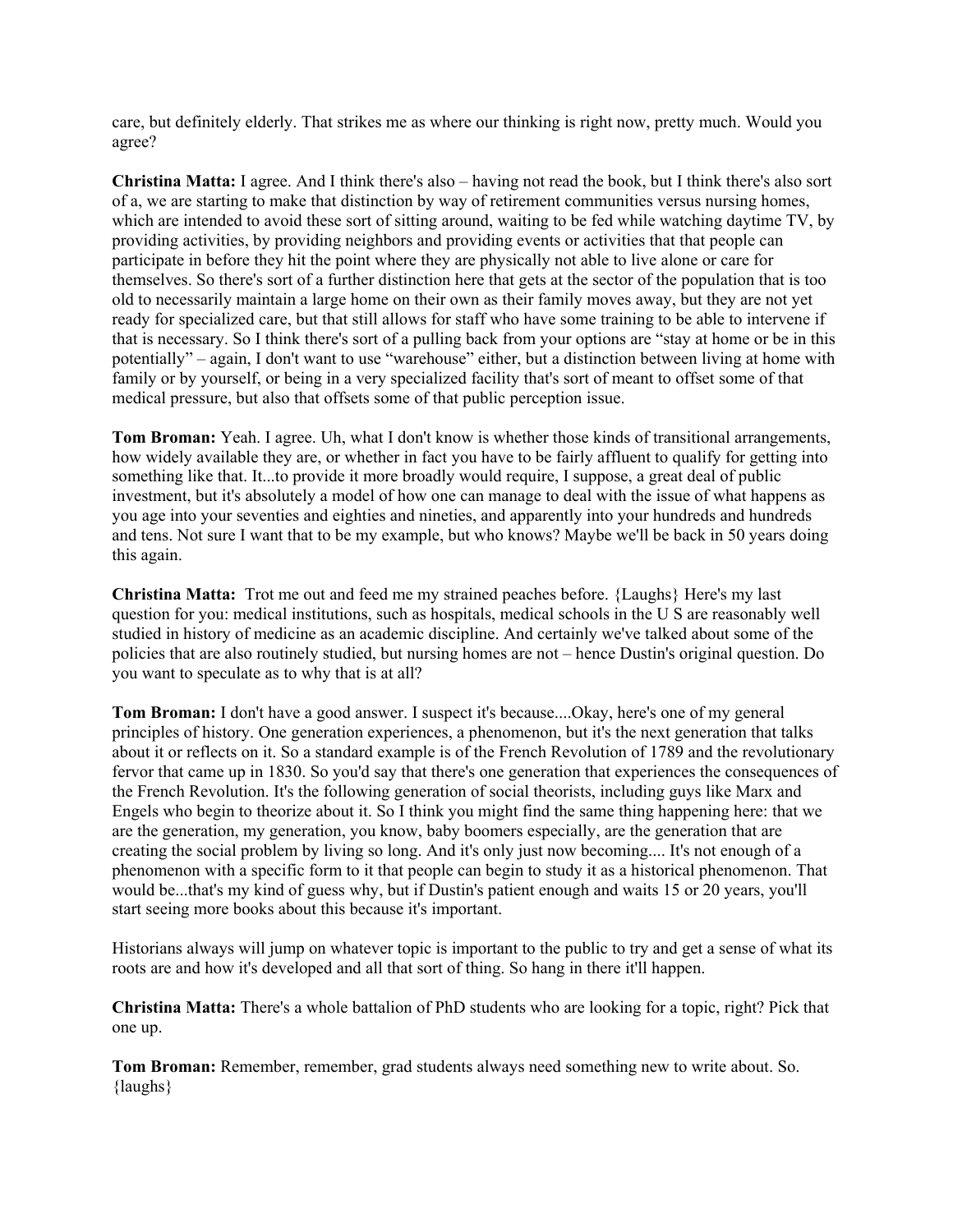care, but definitely elderly. That strikes me as where our thinking is right now, pretty much. Would you agree?

**Christina Matta:** I agree. And I think there's also – having not read the book, but I think there's also sort of a, we are starting to make that distinction by way of retirement communities versus nursing homes, which are intended to avoid these sort of sitting around, waiting to be fed while watching daytime TV, by providing activities, by providing neighbors and providing events or activities that that people can participate in before they hit the point where they are physically not able to live alone or care for themselves. So there's sort of a further distinction here that gets at the sector of the population that is too old to necessarily maintain a large home on their own as their family moves away, but they are not yet ready for specialized care, but that still allows for staff who have some training to be able to intervene if that is necessary. So I think there's sort of a pulling back from your options are "stay at home or be in this potentially" – again, I don't want to use "warehouse" either, but a distinction between living at home with family or by yourself, or being in a very specialized facility that's sort of meant to offset some of that medical pressure, but also that offsets some of that public perception issue.

**Tom Broman:** Yeah. I agree. Uh, what I don't know is whether those kinds of transitional arrangements, how widely available they are, or whether in fact you have to be fairly affluent to qualify for getting into something like that. It...to provide it more broadly would require, I suppose, a great deal of public investment, but it's absolutely a model of how one can manage to deal with the issue of what happens as you age into your seventies and eighties and nineties, and apparently into your hundreds and hundreds and tens. Not sure I want that to be my example, but who knows? Maybe we'll be back in 50 years doing this again.

**Christina Matta:** Trot me out and feed me my strained peaches before. {Laughs} Here's my last question for you: medical institutions, such as hospitals, medical schools in the U S are reasonably well studied in history of medicine as an academic discipline. And certainly we've talked about some of the policies that are also routinely studied, but nursing homes are not – hence Dustin's original question. Do you want to speculate as to why that is at all?

**Tom Broman:** I don't have a good answer. I suspect it's because....Okay, here's one of my general principles of history. One generation experiences, a phenomenon, but it's the next generation that talks about it or reflects on it. So a standard example is of the French Revolution of 1789 and the revolutionary fervor that came up in 1830. So you'd say that there's one generation that experiences the consequences of the French Revolution. It's the following generation of social theorists, including guys like Marx and Engels who begin to theorize about it. So I think you might find the same thing happening here: that we are the generation, my generation, you know, baby boomers especially, are the generation that are creating the social problem by living so long. And it's only just now becoming.... It's not enough of a phenomenon with a specific form to it that people can begin to study it as a historical phenomenon. That would be...that's my kind of guess why, but if Dustin's patient enough and waits 15 or 20 years, you'll start seeing more books about this because it's important.

Historians always will jump on whatever topic is important to the public to try and get a sense of what its roots are and how it's developed and all that sort of thing. So hang in there it'll happen.

**Christina Matta:** There's a whole battalion of PhD students who are looking for a topic, right? Pick that one up.

**Tom Broman:** Remember, remember, grad students always need something new to write about. So. {laughs}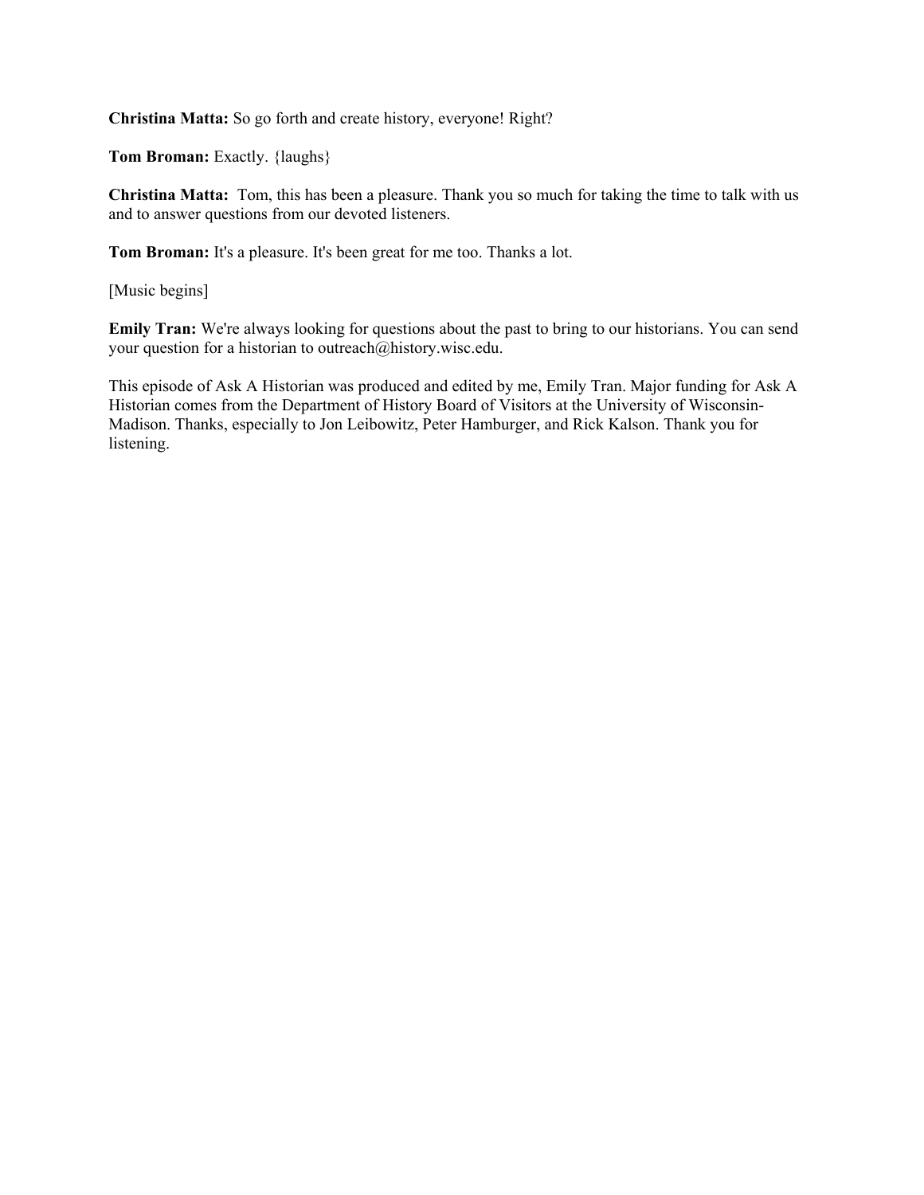**Christina Matta:** So go forth and create history, everyone! Right?

**Tom Broman:** Exactly. {laughs}

**Christina Matta:** Tom, this has been a pleasure. Thank you so much for taking the time to talk with us and to answer questions from our devoted listeners.

**Tom Broman:** It's a pleasure. It's been great for me too. Thanks a lot.

[Music begins]

**Emily Tran:** We're always looking for questions about the past to bring to our historians. You can send your question for a historian to outreach@history.wisc.edu.

This episode of Ask A Historian was produced and edited by me, Emily Tran. Major funding for Ask A Historian comes from the Department of History Board of Visitors at the University of Wisconsin-Madison. Thanks, especially to Jon Leibowitz, Peter Hamburger, and Rick Kalson. Thank you for listening.